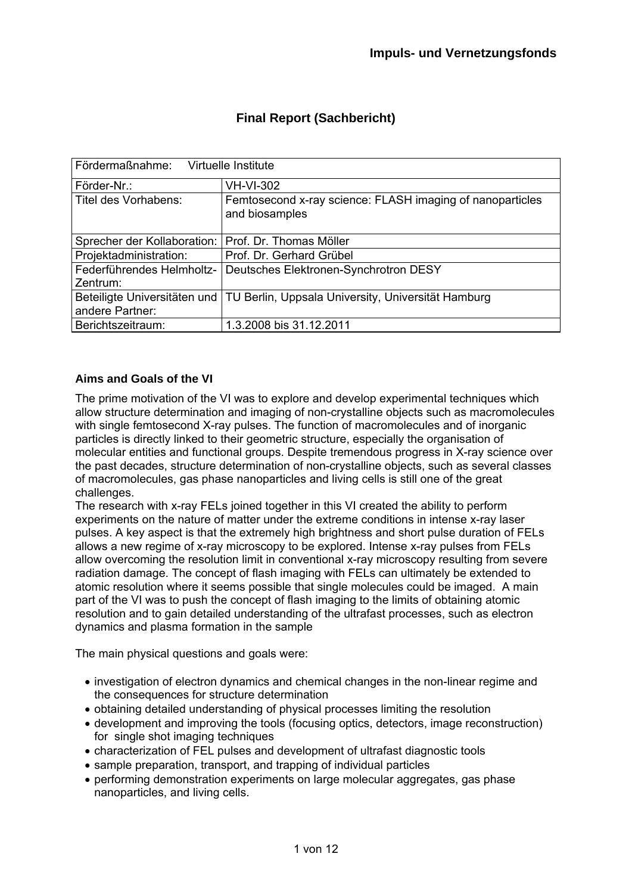Impuls- und Vernetzungsfonds

# Final Report (Sachbericht)

| Fördermaßnahme: Virtuelle Institute | |
|---|---|
| Förder-Nr.: | VH-VI-302 |
| Titel des Vorhabens: | Femtosecond x-ray science: FLASH imaging of nanoparticles and biosamples |
| Sprecher der Kollaboration: | Prof. Dr. Thomas Möller |
| Projektadministration: | Prof. Dr. Gerhard Grübel |
| Federführendes Helmholtz-Zentrum: | Deutsches Elektronen-Synchrotron DESY |
| Beteiligte Universitäten und andere Partner: | TU Berlin, Uppsala University, Universität Hamburg |
| Berichtszeitraum: | 1.3.2008 bis 31.12.2011 |

## Aims and Goals of the VI

The prime motivation of the VI was to explore and develop experimental techniques which allow structure determination and imaging of non-crystalline objects such as macromolecules with single femtosecond X-ray pulses. The function of macromolecules and of inorganic particles is directly linked to their geometric structure, especially the organisation of molecular entities and functional groups. Despite tremendous progress in X-ray science over the past decades, structure determination of non-crystalline objects, such as several classes of macromolecules, gas phase nanoparticles and living cells is still one of the great challenges.

The research with x-ray FELs joined together in this VI created the ability to perform experiments on the nature of matter under the extreme conditions in intense x-ray laser pulses. A key aspect is that the extremely high brightness and short pulse duration of FELs allows a new regime of x-ray microscopy to be explored. Intense x-ray pulses from FELs allow overcoming the resolution limit in conventional x-ray microscopy resulting from severe radiation damage. The concept of flash imaging with FELs can ultimately be extended to atomic resolution where it seems possible that single molecules could be imaged. A main part of the VI was to push the concept of flash imaging to the limits of obtaining atomic resolution and to gain detailed understanding of the ultrafast processes, such as electron dynamics and plasma formation in the sample

The main physical questions and goals were:

- investigation of electron dynamics and chemical changes in the non-linear regime and the consequences for structure determination
- obtaining detailed understanding of physical processes limiting the resolution
- development and improving the tools (focusing optics, detectors, image reconstruction) for single shot imaging techniques
- characterization of FEL pulses and development of ultrafast diagnostic tools
- sample preparation, transport, and trapping of individual particles
- performing demonstration experiments on large molecular aggregates, gas phase nanoparticles, and living cells.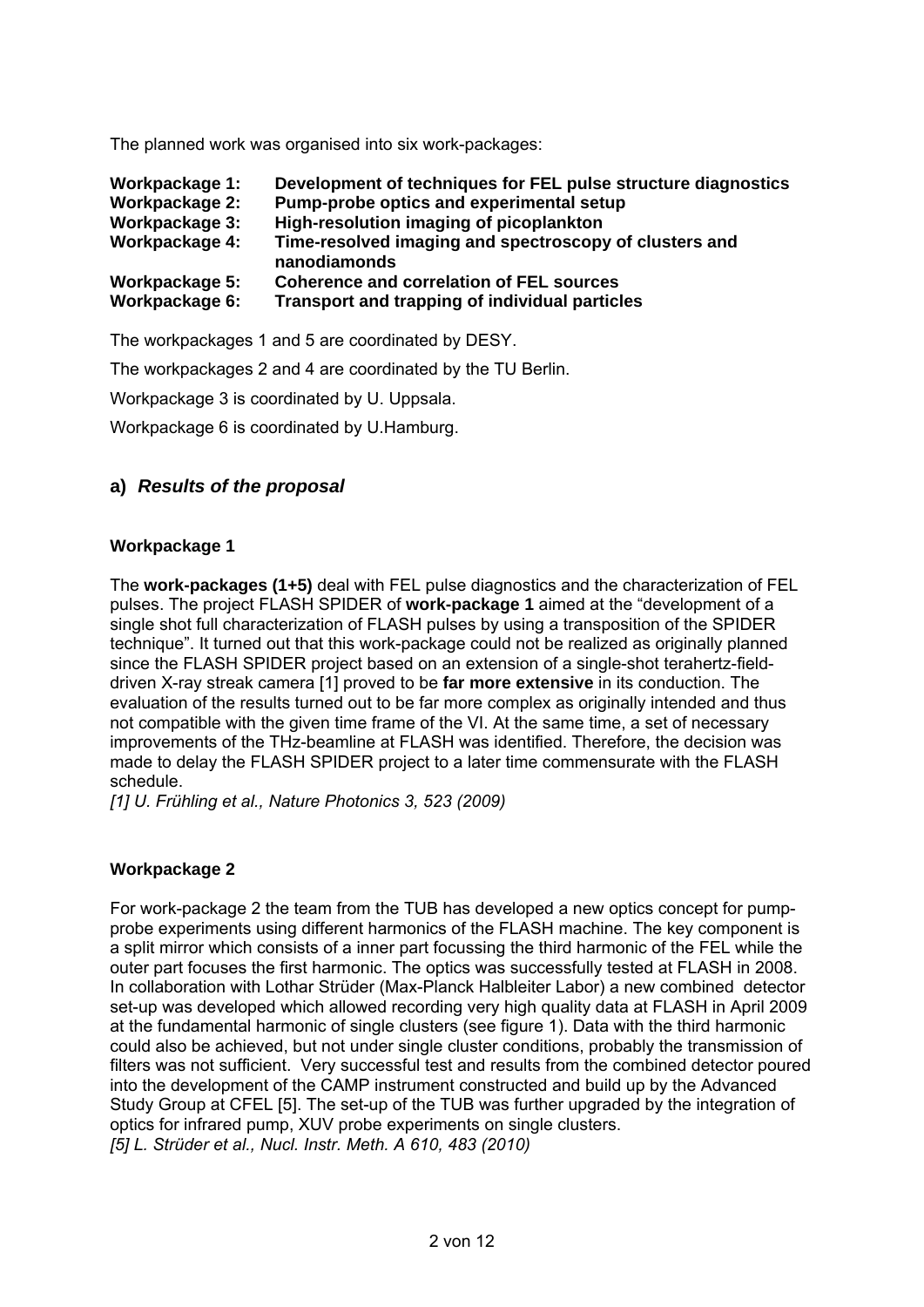The planned work was organised into six work-packages:

| | |
|---|---|
| **Workpackage 1:** | **Development of techniques for FEL pulse structure diagnostics** |
| **Workpackage 2:** | **Pump-probe optics and experimental setup** |
| **Workpackage 3:** | **High-resolution imaging of picoplankton** |
| **Workpackage 4:** | **Time-resolved imaging and spectroscopy of clusters and nanodiamonds** |
| **Workpackage 5:** | **Coherence and correlation of FEL sources** |
| **Workpackage 6:** | **Transport and trapping of individual particles** |

The workpackages 1 and 5 are coordinated by DESY.

The workpackages 2 and 4 are coordinated by the TU Berlin.

Workpackage 3 is coordinated by U. Uppsala.

Workpackage 6 is coordinated by U.Hamburg.

## a) *Results of the proposal*

### Workpackage 1

The **work-packages (1+5)** deal with FEL pulse diagnostics and the characterization of FEL pulses. The project FLASH SPIDER of **work-package 1** aimed at the "development of a single shot full characterization of FLASH pulses by using a transposition of the SPIDER technique". It turned out that this work-package could not be realized as originally planned since the FLASH SPIDER project based on an extension of a single-shot terahertz-field-driven X-ray streak camera [1] proved to be **far more extensive** in its conduction. The evaluation of the results turned out to be far more complex as originally intended and thus not compatible with the given time frame of the VI. At the same time, a set of necessary improvements of the THz-beamline at FLASH was identified. Therefore, the decision was made to delay the FLASH SPIDER project to a later time commensurate with the FLASH schedule.

*[1] U. Frühling et al., Nature Photonics 3, 523 (2009)*

### Workpackage 2

For work-package 2 the team from the TUB has developed a new optics concept for pump-probe experiments using different harmonics of the FLASH machine. The key component is a split mirror which consists of a inner part focussing the third harmonic of the FEL while the outer part focuses the first harmonic. The optics was successfully tested at FLASH in 2008. In collaboration with Lothar Strüder (Max-Planck Halbleiter Labor) a new combined detector set-up was developed which allowed recording very high quality data at FLASH in April 2009 at the fundamental harmonic of single clusters (see figure 1). Data with the third harmonic could also be achieved, but not under single cluster conditions, probably the transmission of filters was not sufficient. Very successful test and results from the combined detector poured into the development of the CAMP instrument constructed and build up by the Advanced Study Group at CFEL [5]. The set-up of the TUB was further upgraded by the integration of optics for infrared pump, XUV probe experiments on single clusters.

*[5] L. Strüder et al., Nucl. Instr. Meth. A 610, 483 (2010)*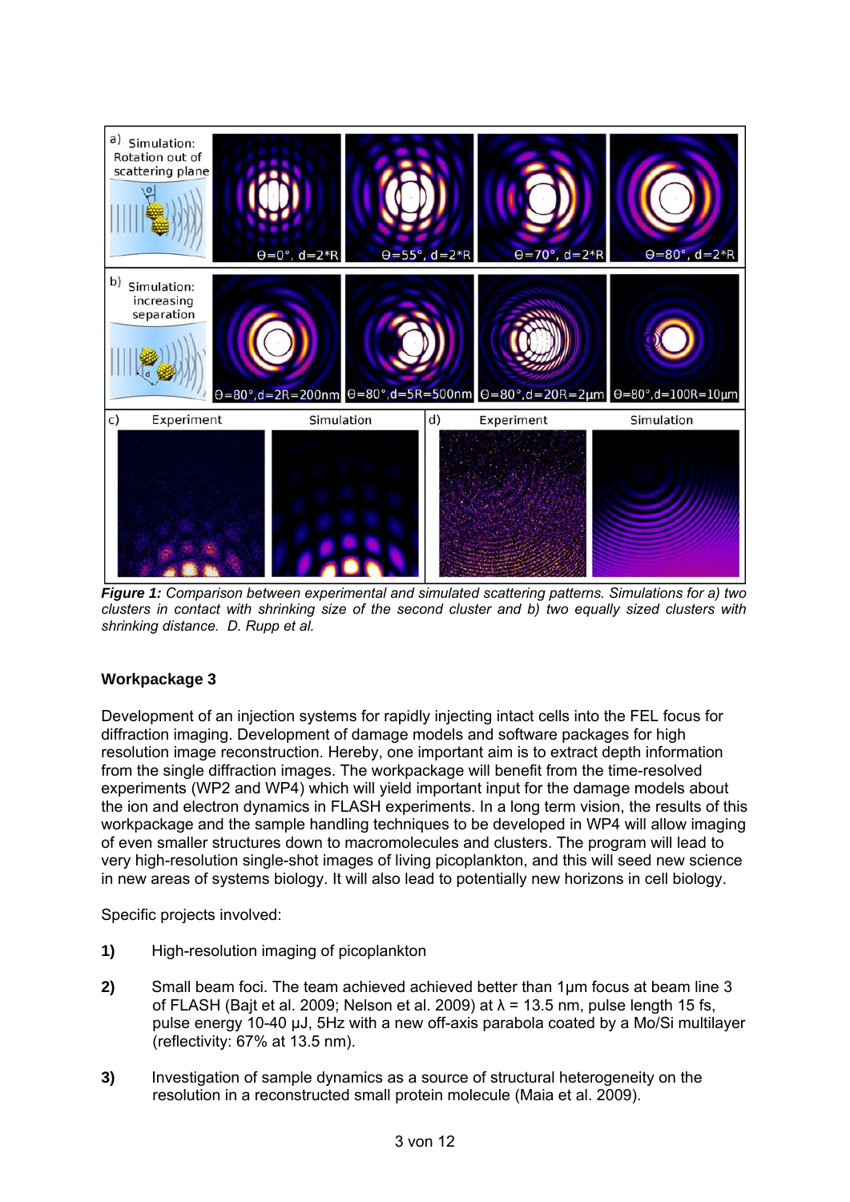*Figure 1: Comparison between experimental and simulated scattering patterns. Simulations for a) two clusters in contact with shrinking size of the second cluster and b) two equally sized clusters with shrinking distance. D. Rupp et al.*

### Workpackage 3

Development of an injection systems for rapidly injecting intact cells into the FEL focus for diffraction imaging. Development of damage models and software packages for high resolution image reconstruction. Hereby, one important aim is to extract depth information from the single diffraction images. The workpackage will benefit from the time-resolved experiments (WP2 and WP4) which will yield important input for the damage models about the ion and electron dynamics in FLASH experiments. In a long term vision, the results of this workpackage and the sample handling techniques to be developed in WP4 will allow imaging of even smaller structures down to macromolecules and clusters. The program will lead to very high-resolution single-shot images of living picoplankton, and this will seed new science in new areas of systems biology. It will also lead to potentially new horizons in cell biology.

Specific projects involved:

**1)** High-resolution imaging of picoplankton

**2)** Small beam foci. The team achieved achieved better than 1µm focus at beam line 3 of FLASH (Bajt et al. 2009; Nelson et al. 2009) at $\lambda$ = 13.5 nm, pulse length 15 fs, pulse energy 10-40 µJ, 5Hz with a new off-axis parabola coated by a Mo/Si multilayer (reflectivity: 67% at 13.5 nm).

**3)** Investigation of sample dynamics as a source of structural heterogeneity on the resolution in a reconstructed small protein molecule (Maia et al. 2009).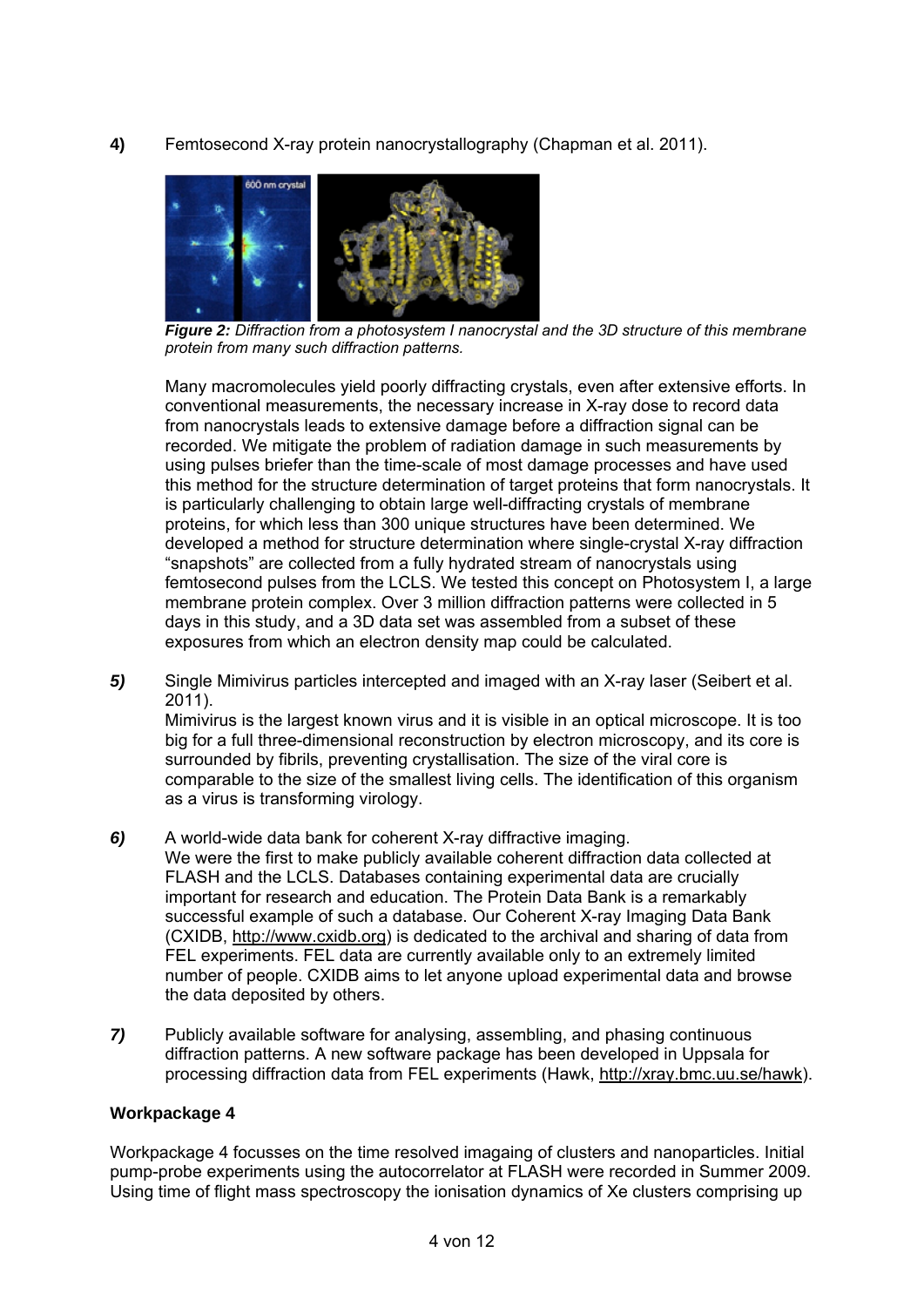**4)** Femtosecond X-ray protein nanocrystallography (Chapman et al. 2011).

***Figure 2:*** *Diffraction from a photosystem I nanocrystal and the 3D structure of this membrane protein from many such diffraction patterns.*

Many macromolecules yield poorly diffracting crystals, even after extensive efforts. In conventional measurements, the necessary increase in X-ray dose to record data from nanocrystals leads to extensive damage before a diffraction signal can be recorded. We mitigate the problem of radiation damage in such measurements by using pulses briefer than the time-scale of most damage processes and have used this method for the structure determination of target proteins that form nanocrystals. It is particularly challenging to obtain large well-diffracting crystals of membrane proteins, for which less than 300 unique structures have been determined. We developed a method for structure determination where single-crystal X-ray diffraction “snapshots” are collected from a fully hydrated stream of nanocrystals using femtosecond pulses from the LCLS. We tested this concept on Photosystem I, a large membrane protein complex. Over 3 million diffraction patterns were collected in 5 days in this study, and a 3D data set was assembled from a subset of these exposures from which an electron density map could be calculated.

***5)*** Single Mimivirus particles intercepted and imaged with an X-ray laser (Seibert et al. 2011).
Mimivirus is the largest known virus and it is visible in an optical microscope. It is too big for a full three-dimensional reconstruction by electron microscopy, and its core is surrounded by fibrils, preventing crystallisation. The size of the viral core is comparable to the size of the smallest living cells. The identification of this organism as a virus is transforming virology.

***6)*** A world-wide data bank for coherent X-ray diffractive imaging.
We were the first to make publicly available coherent diffraction data collected at FLASH and the LCLS. Databases containing experimental data are crucially important for research and education. The Protein Data Bank is a remarkably successful example of such a database. Our Coherent X-ray Imaging Data Bank (CXIDB, http://www.cxidb.org) is dedicated to the archival and sharing of data from FEL experiments. FEL data are currently available only to an extremely limited number of people. CXIDB aims to let anyone upload experimental data and browse the data deposited by others.

***7)*** Publicly available software for analysing, assembling, and phasing continuous diffraction patterns. A new software package has been developed in Uppsala for processing diffraction data from FEL experiments (Hawk, http://xray.bmc.uu.se/hawk).

**Workpackage 4**

Workpackage 4 focusses on the time resolved imagaing of clusters and nanoparticles. Initial pump-probe experiments using the autocorrelator at FLASH were recorded in Summer 2009. Using time of flight mass spectroscopy the ionisation dynamics of Xe clusters comprising up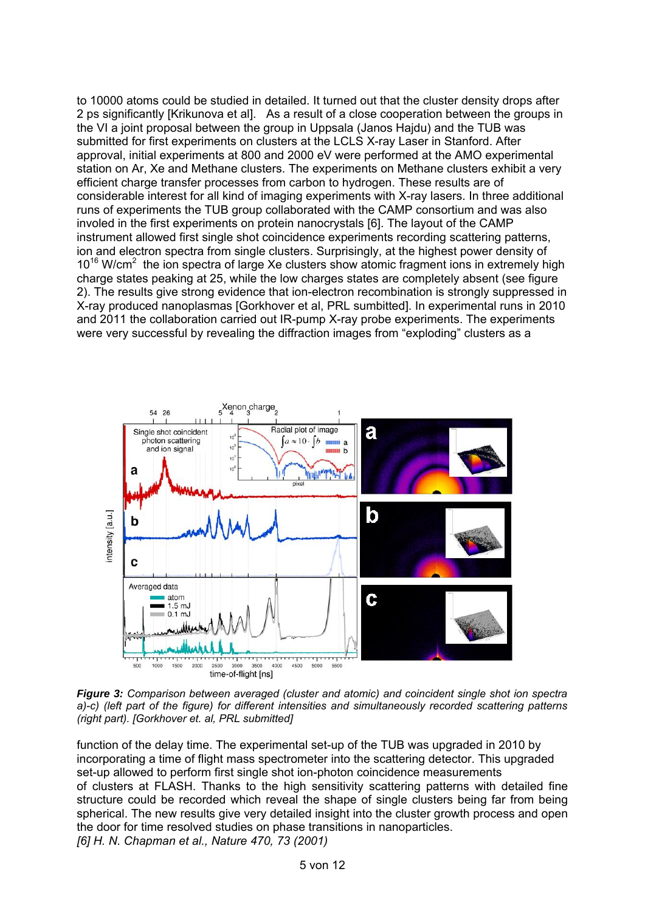to 10000 atoms could be studied in detailed. It turned out that the cluster density drops after 2 ps significantly [Krikunova et al]. As a result of a close cooperation between the groups in the VI a joint proposal between the group in Uppsala (Janos Hajdu) and the TUB was submitted for first experiments on clusters at the LCLS X-ray Laser in Stanford. After approval, initial experiments at 800 and 2000 eV were performed at the AMO experimental station on Ar, Xe and Methane clusters. The experiments on Methane clusters exhibit a very efficient charge transfer processes from carbon to hydrogen. These results are of considerable interest for all kind of imaging experiments with X-ray lasers. In three additional runs of experiments the TUB group collaborated with the CAMP consortium and was also involed in the first experiments on protein nanocrystals [6]. The layout of the CAMP instrument allowed first single shot coincidence experiments recording scattering patterns, ion and electron spectra from single clusters. Surprisingly, at the highest power density of $10^{16}$ W/cm$^2$ the ion spectra of large Xe clusters show atomic fragment ions in extremely high charge states peaking at 25, while the low charges states are completely absent (see figure 2). The results give strong evidence that ion-electron recombination is strongly suppressed in X-ray produced nanoplasmas [Gorkhover et al, PRL sumbitted]. In experimental runs in 2010 and 2011 the collaboration carried out IR-pump X-ray probe experiments. The experiments were very successful by revealing the diffraction images from "exploding" clusters as a

***Figure 3:*** *Comparison between averaged (cluster and atomic) and coincident single shot ion spectra a)-c) (left part of the figure) for different intensities and simultaneously recorded scattering patterns (right part). [Gorkhover et. al, PRL submitted]*

function of the delay time. The experimental set-up of the TUB was upgraded in 2010 by incorporating a time of flight mass spectrometer into the scattering detector. This upgraded set-up allowed to perform first single shot ion-photon coincidence measurements of clusters at FLASH. Thanks to the high sensitivity scattering patterns with detailed fine structure could be recorded which reveal the shape of single clusters being far from being spherical. The new results give very detailed insight into the cluster growth process and open the door for time resolved studies on phase transitions in nanoparticles.

*[6] H. N. Chapman et al., Nature 470, 73 (2001)*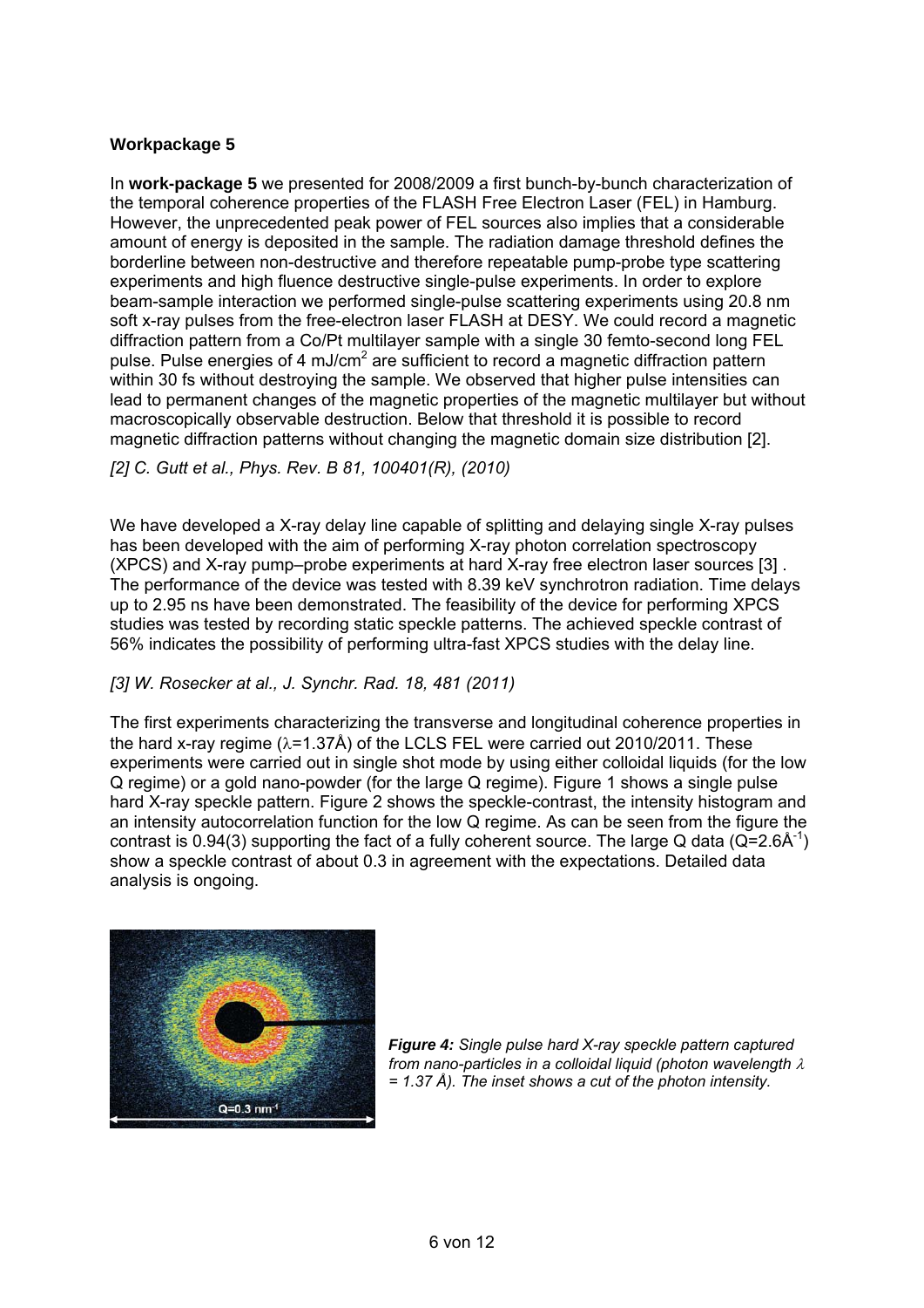**Workpackage 5**

In **work-package 5** we presented for 2008/2009 a first bunch-by-bunch characterization of the temporal coherence properties of the FLASH Free Electron Laser (FEL) in Hamburg. However, the unprecedented peak power of FEL sources also implies that a considerable amount of energy is deposited in the sample. The radiation damage threshold defines the borderline between non-destructive and therefore repeatable pump-probe type scattering experiments and high fluence destructive single-pulse experiments. In order to explore beam-sample interaction we performed single-pulse scattering experiments using 20.8 nm soft x-ray pulses from the free-electron laser FLASH at DESY. We could record a magnetic diffraction pattern from a Co/Pt multilayer sample with a single 30 femto-second long FEL pulse. Pulse energies of 4 $mJ/cm^2$ are sufficient to record a magnetic diffraction pattern within 30 fs without destroying the sample. We observed that higher pulse intensities can lead to permanent changes of the magnetic properties of the magnetic multilayer but without macroscopically observable destruction. Below that threshold it is possible to record magnetic diffraction patterns without changing the magnetic domain size distribution [2].

*[2] C. Gutt et al., Phys. Rev. B 81, 100401(R), (2010)*

We have developed a X-ray delay line capable of splitting and delaying single X-ray pulses has been developed with the aim of performing X-ray photon correlation spectroscopy (XPCS) and X-ray pump–probe experiments at hard X-ray free electron laser sources [3] . The performance of the device was tested with 8.39 keV synchrotron radiation. Time delays up to 2.95 ns have been demonstrated. The feasibility of the device for performing XPCS studies was tested by recording static speckle patterns. The achieved speckle contrast of 56% indicates the possibility of performing ultra-fast XPCS studies with the delay line.

*[3] W. Rosecker at al., J. Synchr. Rad. 18, 481 (2011)*

The first experiments characterizing the transverse and longitudinal coherence properties in the hard x-ray regime ($\lambda$=1.37Å) of the LCLS FEL were carried out 2010/2011. These experiments were carried out in single shot mode by using either colloidal liquids (for the low Q regime) or a gold nano-powder (for the large Q regime). Figure 1 shows a single pulse hard X-ray speckle pattern. Figure 2 shows the speckle-contrast, the intensity histogram and an intensity autocorrelation function for the low Q regime. As can be seen from the figure the contrast is 0.94(3) supporting the fact of a fully coherent source. The large Q data ($Q$=2.6$Å^{-1}$) show a speckle contrast of about 0.3 in agreement with the expectations. Detailed data analysis is ongoing.

***Figure 4:*** *Single pulse hard X-ray speckle pattern captured from nano-particles in a colloidal liquid (photon wavelength $\lambda$ = 1.37 Å). The inset shows a cut of the photon intensity.*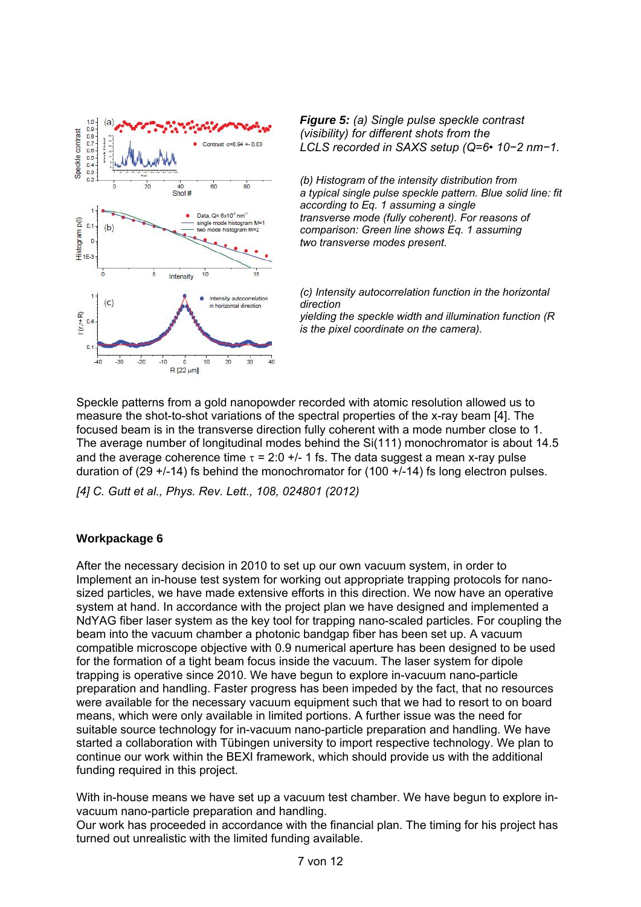***Figure 5:*** *(a) Single pulse speckle contrast (visibility) for different shots from the LCLS recorded in SAXS setup ($Q=6 \cdot 10^{-2}$ $nm^{-1}$.*

*(b) Histogram of the intensity distribution from a typical single pulse speckle pattern. Blue solid line: fit according to Eq. 1 assuming a single transverse mode (fully coherent). For reasons of comparison: Green line shows Eq. 1 assuming two transverse modes present.*

*(c) Intensity autocorrelation function in the horizontal direction yielding the speckle width and illumination function (R is the pixel coordinate on the camera).*

Speckle patterns from a gold nanopowder recorded with atomic resolution allowed us to measure the shot-to-shot variations of the spectral properties of the x-ray beam [4]. The focused beam is in the transverse direction fully coherent with a mode number close to 1. The average number of longitudinal modes behind the Si(111) monochromator is about 14.5 and the average coherence time $\tau$ = 2:0 +/- 1 fs. The data suggest a mean x-ray pulse duration of (29 +/-14) fs behind the monochromator for (100 +/-14) fs long electron pulses.

*[4] C. Gutt et al., Phys. Rev. Lett., 108, 024801 (2012)*

**Workpackage 6**

After the necessary decision in 2010 to set up our own vacuum system, in order to Implement an in-house test system for working out appropriate trapping protocols for nano-sized particles, we have made extensive efforts in this direction. We now have an operative system at hand. In accordance with the project plan we have designed and implemented a NdYAG fiber laser system as the key tool for trapping nano-scaled particles. For coupling the beam into the vacuum chamber a photonic bandgap fiber has been set up. A vacuum compatible microscope objective with 0.9 numerical aperture has been designed to be used for the formation of a tight beam focus inside the vacuum. The laser system for dipole trapping is operative since 2010. We have begun to explore in-vacuum nano-particle preparation and handling. Faster progress has been impeded by the fact, that no resources were available for the necessary vacuum equipment such that we had to resort to on board means, which were only available in limited portions. A further issue was the need for suitable source technology for in-vacuum nano-particle preparation and handling. We have started a collaboration with Tübingen university to import respective technology. We plan to continue our work within the BEXI framework, which should provide us with the additional funding required in this project.

With in-house means we have set up a vacuum test chamber. We have begun to explore in-vacuum nano-particle preparation and handling.
Our work has proceeded in accordance with the financial plan. The timing for his project has turned out unrealistic with the limited funding available.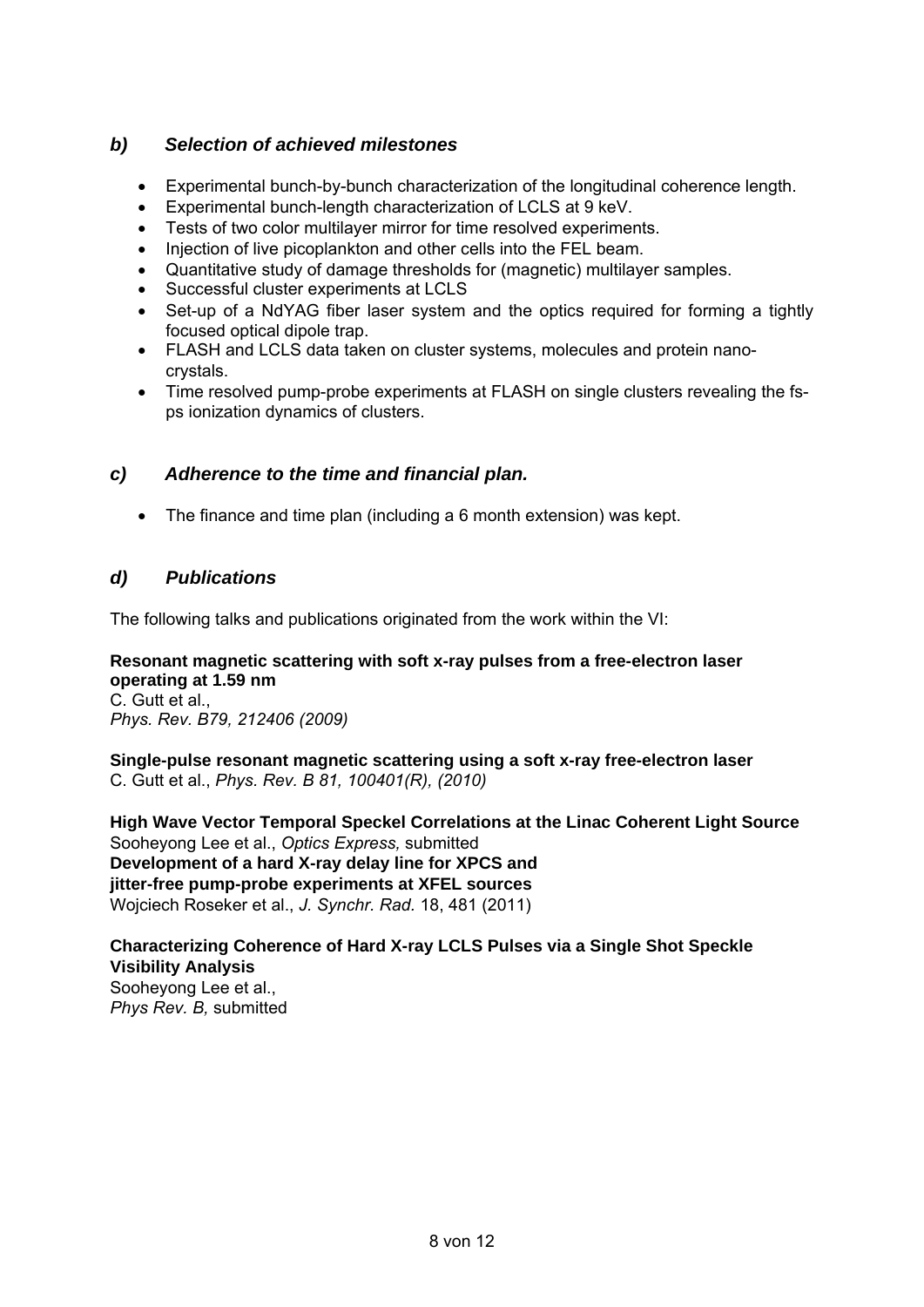## *b) Selection of achieved milestones*

- Experimental bunch-by-bunch characterization of the longitudinal coherence length.
- Experimental bunch-length characterization of LCLS at 9 keV.
- Tests of two color multilayer mirror for time resolved experiments.
- Injection of live picoplankton and other cells into the FEL beam.
- Quantitative study of damage thresholds for (magnetic) multilayer samples.
- Successful cluster experiments at LCLS
- Set-up of a NdYAG fiber laser system and the optics required for forming a tightly focused optical dipole trap.
- FLASH and LCLS data taken on cluster systems, molecules and protein nano-crystals.
- Time resolved pump-probe experiments at FLASH on single clusters revealing the fs-ps ionization dynamics of clusters.

## *c) Adherence to the time and financial plan.*

- The finance and time plan (including a 6 month extension) was kept.

## *d) Publications*

The following talks and publications originated from the work within the VI:

**Resonant magnetic scattering with soft x-ray pulses from a free-electron laser operating at 1.59 nm**
C. Gutt et al.,
*Phys. Rev. B79, 212406 (2009)*

**Single-pulse resonant magnetic scattering using a soft x-ray free-electron laser**
C. Gutt et al., *Phys. Rev. B 81, 100401(R), (2010)*

**High Wave Vector Temporal Speckel Correlations at the Linac Coherent Light Source**
Sooheyong Lee et al., *Optics Express,* submitted
**Development of a hard X-ray delay line for XPCS and jitter-free pump-probe experiments at XFEL sources**
Wojciech Roseker et al., *J. Synchr. Rad.* 18, 481 (2011)

**Characterizing Coherence of Hard X-ray LCLS Pulses via a Single Shot Speckle Visibility Analysis**
Sooheyong Lee et al.,
*Phys Rev. B,* submitted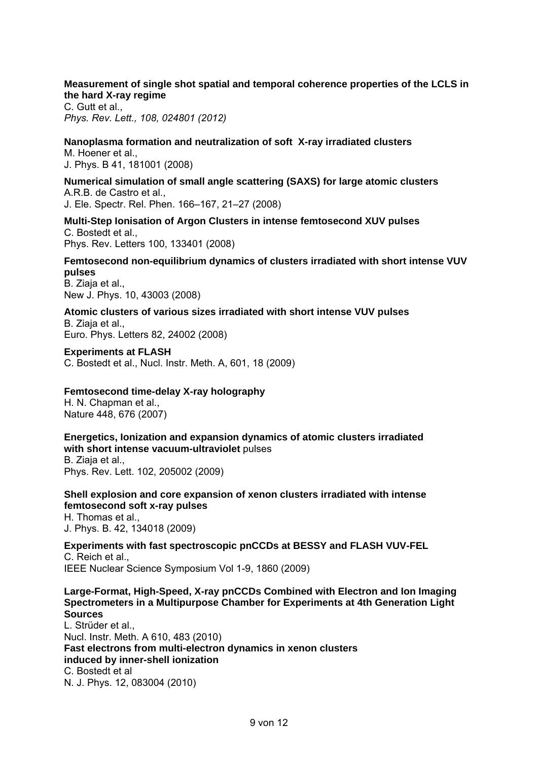**Measurement of single shot spatial and temporal coherence properties of the LCLS in the hard X-ray regime**
C. Gutt et al.,
*Phys. Rev. Lett., 108, 024801 (2012)*

**Nanoplasma formation and neutralization of soft X-ray irradiated clusters**
M. Hoener et al.,
J. Phys. B 41, 181001 (2008)

**Numerical simulation of small angle scattering (SAXS) for large atomic clusters**
A.R.B. de Castro et al.,
J. Ele. Spectr. Rel. Phen. 166–167, 21–27 (2008)

**Multi-Step Ionisation of Argon Clusters in intense femtosecond XUV pulses**
C. Bostedt et al.,
Phys. Rev. Letters 100, 133401 (2008)

**Femtosecond non-equilibrium dynamics of clusters irradiated with short intense VUV pulses**
B. Ziaja et al.,
New J. Phys. 10, 43003 (2008)

**Atomic clusters of various sizes irradiated with short intense VUV pulses**
B. Ziaja et al.,
Euro. Phys. Letters 82, 24002 (2008)

**Experiments at FLASH**
C. Bostedt et al., Nucl. Instr. Meth. A, 601, 18 (2009)

**Femtosecond time-delay X-ray holography**
H. N. Chapman et al.,
Nature 448, 676 (2007)

**Energetics, Ionization and expansion dynamics of atomic clusters irradiated with short intense vacuum-ultraviolet** pulses
B. Ziaja et al.,
Phys. Rev. Lett. 102, 205002 (2009)

**Shell explosion and core expansion of xenon clusters irradiated with intense femtosecond soft x-ray pulses**
H. Thomas et al.,
J. Phys. B. 42, 134018 (2009)

**Experiments with fast spectroscopic pnCCDs at BESSY and FLASH VUV-FEL**
C. Reich et al.,
IEEE Nuclear Science Symposium Vol 1-9, 1860 (2009)

**Large-Format, High-Speed, X-ray pnCCDs Combined with Electron and Ion Imaging Spectrometers in a Multipurpose Chamber for Experiments at 4th Generation Light Sources**
L. Strüder et al.,
Nucl. Instr. Meth. A 610, 483 (2010)

**Fast electrons from multi-electron dynamics in xenon clusters induced by inner-shell ionization**
C. Bostedt et al
N. J. Phys. 12, 083004 (2010)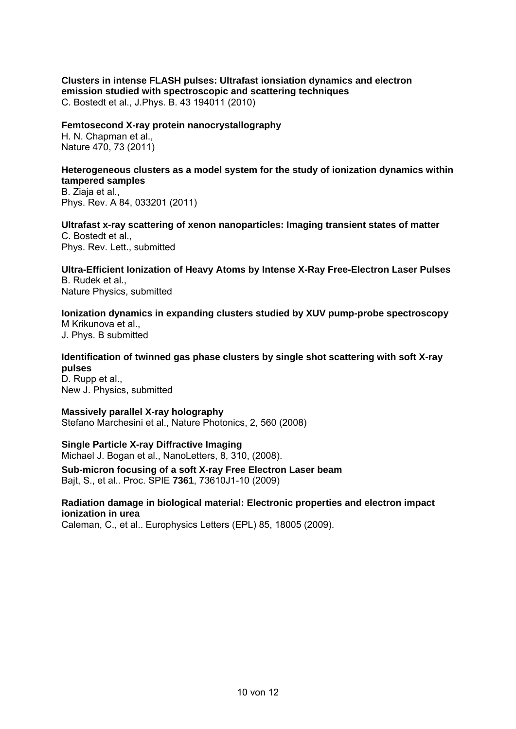**Clusters in intense FLASH pulses: Ultrafast ionsiation dynamics and electron emission studied with spectroscopic and scattering techniques**
C. Bostedt et al., J.Phys. B. 43 194011 (2010)

**Femtosecond X-ray protein nanocrystallography**
H. N. Chapman et al.,
Nature 470, 73 (2011)

**Heterogeneous clusters as a model system for the study of ionization dynamics within tampered samples**
B. Ziaja et al.,
Phys. Rev. A 84, 033201 (2011)

**Ultrafast x-ray scattering of xenon nanoparticles: Imaging transient states of matter**
C. Bostedt et al.,
Phys. Rev. Lett., submitted

**Ultra-Efficient Ionization of Heavy Atoms by Intense X-Ray Free-Electron Laser Pulses**
B. Rudek et al.,
Nature Physics, submitted

**Ionization dynamics in expanding clusters studied by XUV pump-probe spectroscopy**
M Krikunova et al.,
J. Phys. B submitted

**Identification of twinned gas phase clusters by single shot scattering with soft X-ray pulses**
D. Rupp et al.,
New J. Physics, submitted

**Massively parallel X-ray holography**
Stefano Marchesini et al., Nature Photonics, 2, 560 (2008)

**Single Particle X-ray Diffractive Imaging**
Michael J. Bogan et al., NanoLetters, 8, 310, (2008).

**Sub-micron focusing of a soft X-ray Free Electron Laser beam**
Bajt, S., et al.. Proc. SPIE **7361**, 73610J1-10 (2009)

**Radiation damage in biological material: Electronic properties and electron impact ionization in urea**
Caleman, C., et al.. Europhysics Letters (EPL) 85, 18005 (2009).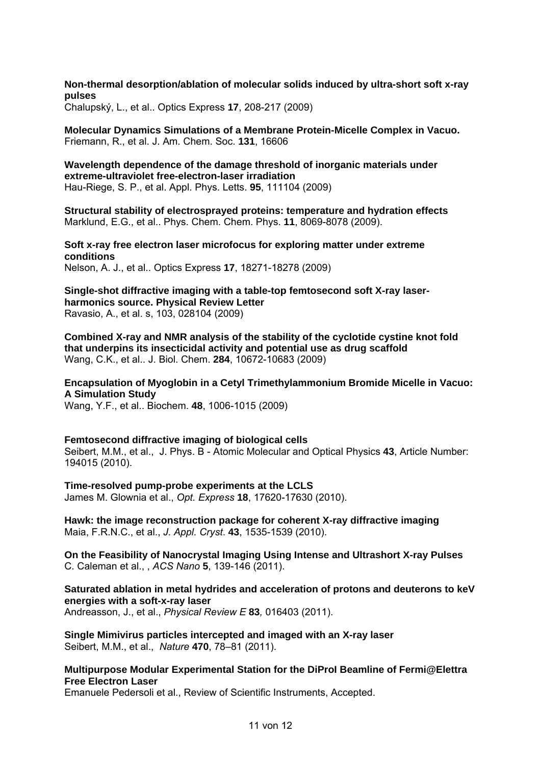**Non-thermal desorption/ablation of molecular solids induced by ultra-short soft x-ray pulses**
Chalupský, L., et al.. Optics Express **17**, 208-217 (2009)

**Molecular Dynamics Simulations of a Membrane Protein-Micelle Complex in Vacuo.**
Friemann, R., et al. J. Am. Chem. Soc. **131**, 16606

**Wavelength dependence of the damage threshold of inorganic materials under extreme-ultraviolet free-electron-laser irradiation**
Hau-Riege, S. P., et al. Appl. Phys. Letts. **95**, 111104 (2009)

**Structural stability of electrosprayed proteins: temperature and hydration effects**
Marklund, E.G., et al.. Phys. Chem. Chem. Phys. **11**, 8069-8078 (2009).

**Soft x-ray free electron laser microfocus for exploring matter under extreme conditions**
Nelson, A. J., et al.. Optics Express **17**, 18271-18278 (2009)

**Single-shot diffractive imaging with a table-top femtosecond soft X-ray laser-harmonics source. Physical Review Letter**
Ravasio, A., et al. s, 103, 028104 (2009)

**Combined X-ray and NMR analysis of the stability of the cyclotide cystine knot fold that underpins its insecticidal activity and potential use as drug scaffold**
Wang, C.K., et al.. J. Biol. Chem. **284**, 10672-10683 (2009)

**Encapsulation of Myoglobin in a Cetyl Trimethylammonium Bromide Micelle in Vacuo: A Simulation Study**
Wang, Y.F., et al.. Biochem. **48**, 1006-1015 (2009)

**Femtosecond diffractive imaging of biological cells**
Seibert, M.M., et al., J. Phys. B - Atomic Molecular and Optical Physics **43**, Article Number: 194015 (2010).

**Time-resolved pump-probe experiments at the LCLS**
James M. Glownia et al., *Opt. Express* **18**, 17620-17630 (2010).

**Hawk: the image reconstruction package for coherent X-ray diffractive imaging**
Maia, F.R.N.C., et al., *J. Appl. Cryst*. **43**, 1535-1539 (2010).

**On the Feasibility of Nanocrystal Imaging Using Intense and Ultrashort X-ray Pulses**
C. Caleman et al., , *ACS Nano* **5**, 139-146 (2011).

**Saturated ablation in metal hydrides and acceleration of protons and deuterons to keV energies with a soft-x-ray laser**
Andreasson, J., et al., *Physical Review E* **83***,* 016403 (2011).

**Single Mimivirus particles intercepted and imaged with an X-ray laser**
Seibert, M.M., et al., *Nature* **470**, 78–81 (2011).

**Multipurpose Modular Experimental Station for the DiProI Beamline of Fermi@Elettra Free Electron Laser**
Emanuele Pedersoli et al., Review of Scientific Instruments, Accepted.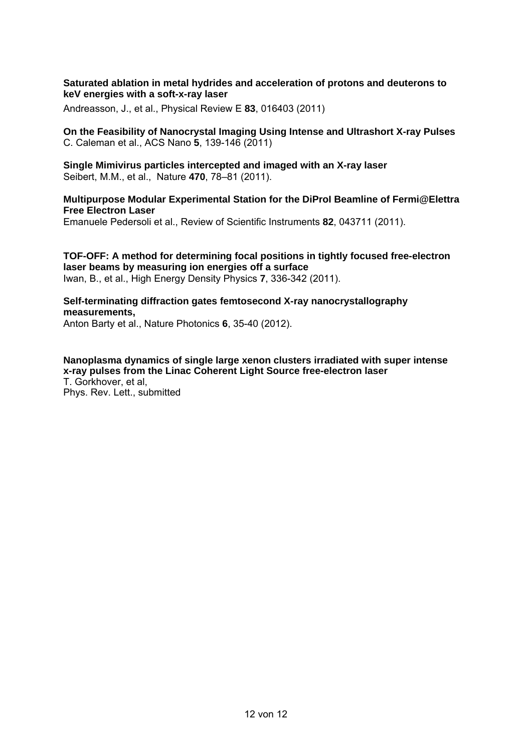**Saturated ablation in metal hydrides and acceleration of protons and deuterons to keV energies with a soft-x-ray laser**

Andreasson, J., et al., Physical Review E **83**, 016403 (2011)

**On the Feasibility of Nanocrystal Imaging Using Intense and Ultrashort X-ray Pulses**
C. Caleman et al., ACS Nano **5**, 139-146 (2011)

**Single Mimivirus particles intercepted and imaged with an X-ray laser**
Seibert, M.M., et al., Nature **470**, 78–81 (2011).

**Multipurpose Modular Experimental Station for the DiProI Beamline of Fermi@Elettra Free Electron Laser**
Emanuele Pedersoli et al., Review of Scientific Instruments **82**, 043711 (2011).

**TOF-OFF: A method for determining focal positions in tightly focused free-electron laser beams by measuring ion energies off a surface**
Iwan, B., et al., High Energy Density Physics **7**, 336-342 (2011).

**Self-terminating diffraction gates femtosecond X-ray nanocrystallography measurements,**
Anton Barty et al., Nature Photonics **6**, 35-40 (2012).

**Nanoplasma dynamics of single large xenon clusters irradiated with super intense x-ray pulses from the Linac Coherent Light Source free-electron laser**
T. Gorkhover, et al,
Phys. Rev. Lett., submitted